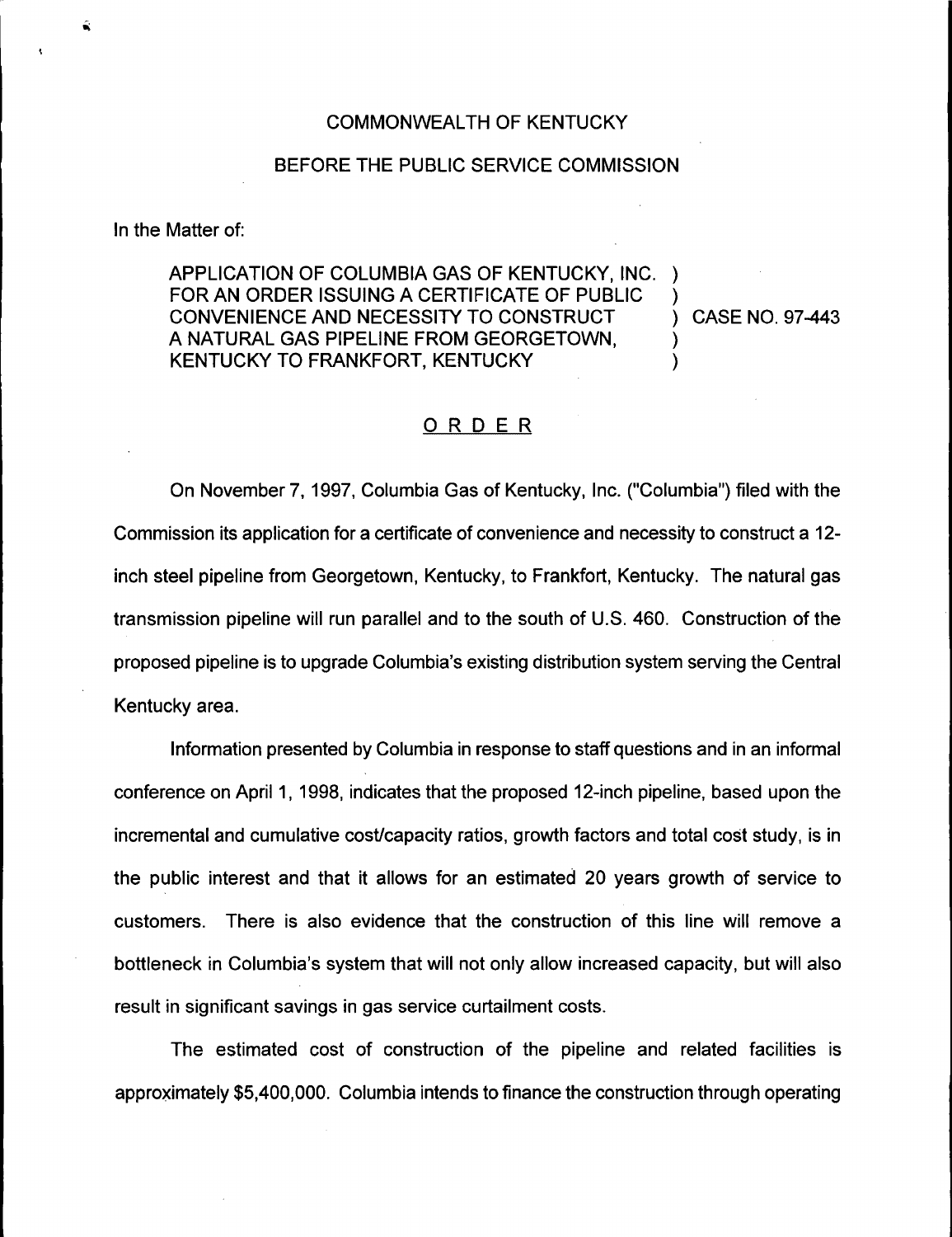COMMONWEALTH OF KENTUCKY

BEFORE THE PUBLIC SERVICE COMMISSION

In the Matter of:

APPLICATION OF COLUMBIA GAS OF KENTUCKY, INC. FOR AN ORDER ISSUING A CERTIFICATE OF PUBLIC CONVENIENCE AND NECESSITY TO CONSTRUCT A NATURAL GAS PIPELINE FROM GEORGETOWN, KENTUCKY TO FRANKFORT, KENTUCKY ) CASE NO. 97-443

## ORDER

On November 7, 1997, Columbia Gas of Kentucky, Inc. ("Columbia") filed with the Commission its application for a certificate of convenience and necessity to construct a 12-inch steel pipeline from Georgetown, Kentucky, to Frankfort, Kentucky. The natural gas transmission pipeline will run parallel and to the south of U.S. 460. Construction of the proposed pipeline is to upgrade Columbia's existing distribution system serving the Central Kentucky area.

Information presented by Columbia in response to staff questions and in an informal conference on April 1, 1998, indicates that the proposed 12-inch pipeline, based upon the incremental and cumulative cost/capacity ratios, growth factors and total cost study, is in the public interest and that it allows for an estimated 20 years growth of service to customers. There is also evidence that the construction of this line will remove a bottleneck in Columbia's system that will not only allow increased capacity, but will also result in significant savings in gas service curtailment costs.

The estimated cost of construction of the pipeline and related facilities is approximately $5,400,000. Columbia intends to finance the construction through operating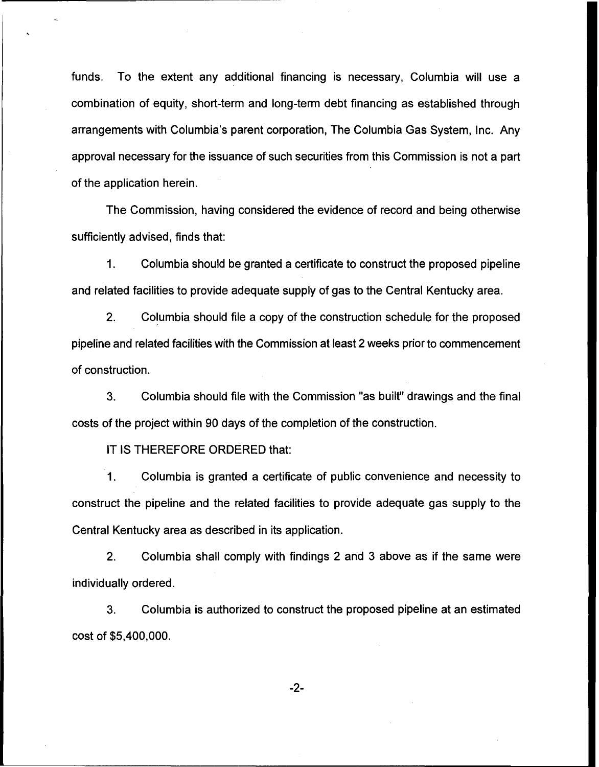funds. To the extent any additional financing is necessary, Columbia will use a combination of equity, short-term and long-term debt financing as established through arrangements with Columbia's parent corporation, The Columbia Gas System, Inc. Any approval necessary for the issuance of such securities from this Commission is not a part of the application herein.

The Commission, having considered the evidence of record and being otherwise sufficiently advised, finds that:

1. Columbia should be granted a certificate to construct the proposed pipeline and related facilities to provide adequate supply of gas to the Central Kentucky area.

2. Columbia should file a copy of the construction schedule for the proposed pipeline and related facilities with the Commission at least 2 weeks prior to commencement of construction.

3. Columbia should file with the Commission "as built" drawings and the final costs of the project within 90 days of the completion of the construction.

IT IS THEREFORE ORDERED that:

1. Columbia is granted a certificate of public convenience and necessity to construct the pipeline and the related facilities to provide adequate gas supply to the Central Kentucky area as described in its application.

2. Columbia shall comply with findings 2 and 3 above as if the same were individually ordered.

3. Columbia is authorized to construct the proposed pipeline at an estimated cost of $5,400,000.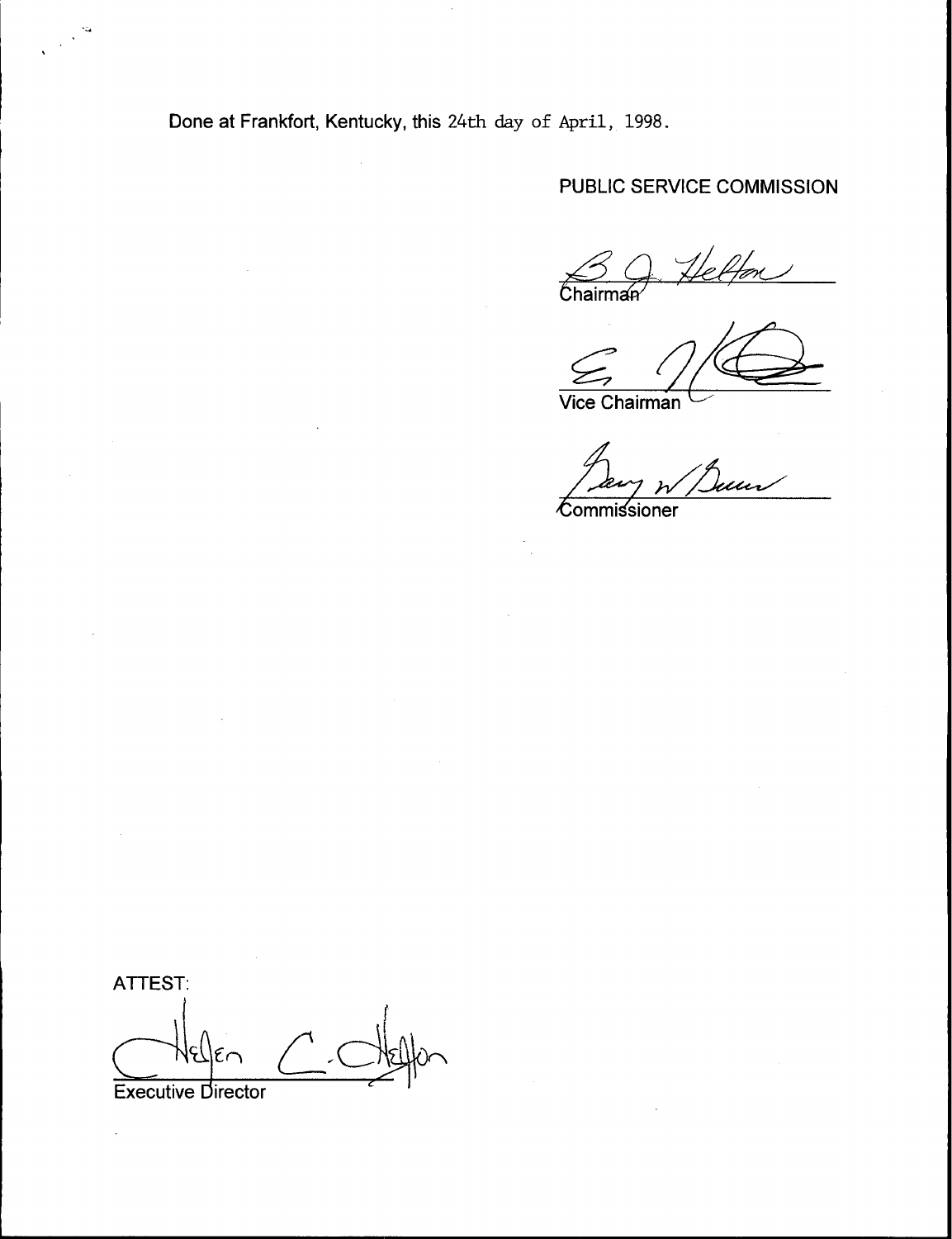Done at Frankfort, Kentucky, this 24th day of April, 1998.

PUBLIC SERVICE COMMISSION

Chairman

Vice Chairman

Commissioner

ATTEST:

Executive Director